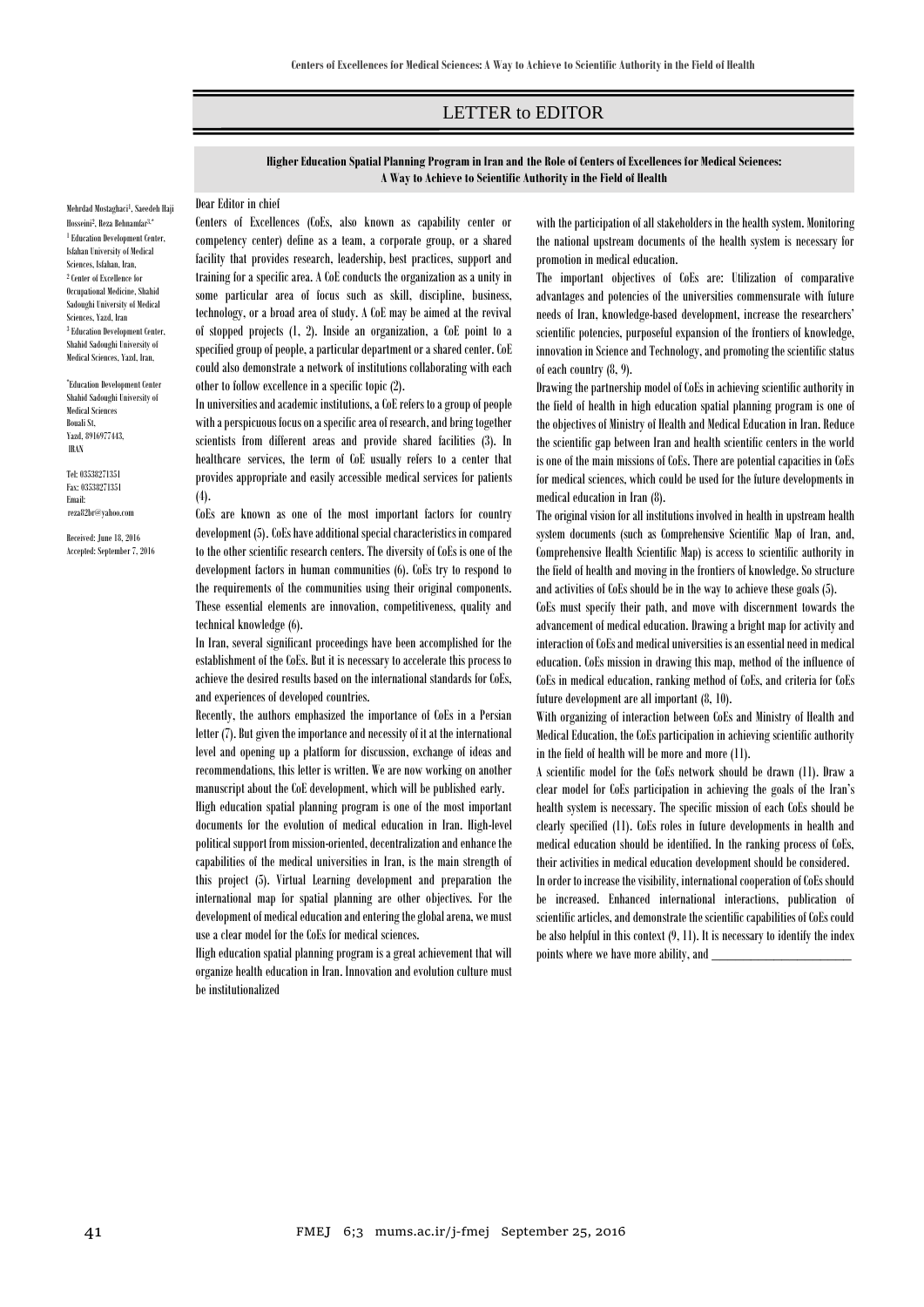LETTER to EDITOR

## Higher Education Spatial Planning Program in Iran and the Role of Centers of Excellences for Medical Sciences: A Way to Achieve to Scientific Authority in the Field of Health

Mehrdad Mostaghaci[1], Saeedeh Haji Hosseini[2], Reza Behnamfar[3,*]

[1] Education Development Center, Isfahan University of Medical Sciences, Isfahan, Iran.
[2] Center of Excellence for Occupational Medicine, Shahid Sadoughi University of Medical Sciences, Yazd, Iran
[3] Education Development Center, Shahid Sadoughi University of Medical Sciences, Yazd, Iran.

[*]Education Development Center
Shahid Sadoughi University of Medical Sciences
Bouali St.
Yazd, 8916977443,
IRAN

Tel: 03538271351
Fax: 03538271351
Email:
reza82br@yahoo.com

Received: June 18, 2016
Accepted: September 7, 2016

Dear Editor in chief

Centers of Excellences (CoEs, also known as capability center or competency center) define as a team, a corporate group, or a shared facility that provides research, leadership, best practices, support and training for a specific area. A CoE conducts the organization as a unity in some particular area of focus such as skill, discipline, business, technology, or a broad area of study. A CoE may be aimed at the revival of stopped projects (1, 2). Inside an organization, a CoE point to a specified group of people, a particular department or a shared center. CoE could also demonstrate a network of institutions collaborating with each other to follow excellence in a specific topic (2).

In universities and academic institutions, a CoE refers to a group of people with a perspicuous focus on a specific area of research, and bring together scientists from different areas and provide shared facilities (3). In healthcare services, the term of CoE usually refers to a center that provides appropriate and easily accessible medical services for patients (4).

CoEs are known as one of the most important factors for country development (5). CoEs have additional special characteristics in compared to the other scientific research centers. The diversity of CoEs is one of the development factors in human communities (6). CoEs try to respond to the requirements of the communities using their original components. These essential elements are innovation, competitiveness, quality and technical knowledge (6).

In Iran, several significant proceedings have been accomplished for the establishment of the CoEs. But it is necessary to accelerate this process to achieve the desired results based on the international standards for CoEs, and experiences of developed countries.

Recently, the authors emphasized the importance of CoEs in a Persian letter (7). But given the importance and necessity of it at the international level and opening up a platform for discussion, exchange of ideas and recommendations, this letter is written. We are now working on another manuscript about the CoE development, which will be published early.

High education spatial planning program is one of the most important documents for the evolution of medical education in Iran. High-level political support from mission-oriented, decentralization and enhance the capabilities of the medical universities in Iran, is the main strength of this project (5). Virtual Learning development and preparation the international map for spatial planning are other objectives. For the development of medical education and entering the global arena, we must use a clear model for the CoEs for medical sciences.

High education spatial planning program is a great achievement that will organize health education in Iran. Innovation and evolution culture must be institutionalized with the participation of all stakeholders in the health system. Monitoring the national upstream documents of the health system is necessary for promotion in medical education.

The important objectives of CoEs are: Utilization of comparative advantages and potencies of the universities commensurate with future needs of Iran, knowledge-based development, increase the researchers' scientific potencies, purposeful expansion of the frontiers of knowledge, innovation in Science and Technology, and promoting the scientific status of each country (8, 9).

Drawing the partnership model of CoEs in achieving scientific authority in the field of health in high education spatial planning program is one of the objectives of Ministry of Health and Medical Education in Iran. Reduce the scientific gap between Iran and health scientific centers in the world is one of the main missions of CoEs. There are potential capacities in CoEs for medical sciences, which could be used for the future developments in medical education in Iran (8).

The original vision for all institutions involved in health in upstream health system documents (such as Comprehensive Scientific Map of Iran, and, Comprehensive Health Scientific Map) is access to scientific authority in the field of health and moving in the frontiers of knowledge. So structure and activities of CoEs should be in the way to achieve these goals (5).

CoEs must specify their path, and move with discernment towards the advancement of medical education. Drawing a bright map for activity and interaction of CoEs and medical universities is an essential need in medical education. CoEs mission in drawing this map, method of the influence of CoEs in medical education, ranking method of CoEs, and criteria for CoEs future development are all important (8, 10).

With organizing of interaction between CoEs and Ministry of Health and Medical Education, the CoEs participation in achieving scientific authority in the field of health will be more and more (11).

A scientific model for the CoEs network should be drawn (11). Draw a clear model for CoEs participation in achieving the goals of the Iran's health system is necessary. The specific mission of each CoEs should be clearly specified (11). CoEs roles in future developments in health and medical education should be identified. In the ranking process of CoEs, their activities in medical education development should be considered.

In order to increase the visibility, international cooperation of CoEs should be increased. Enhanced international interactions, publication of scientific articles, and demonstrate the scientific capabilities of CoEs could be also helpful in this context (9, 11). It is necessary to identify the index points where we have more ability, and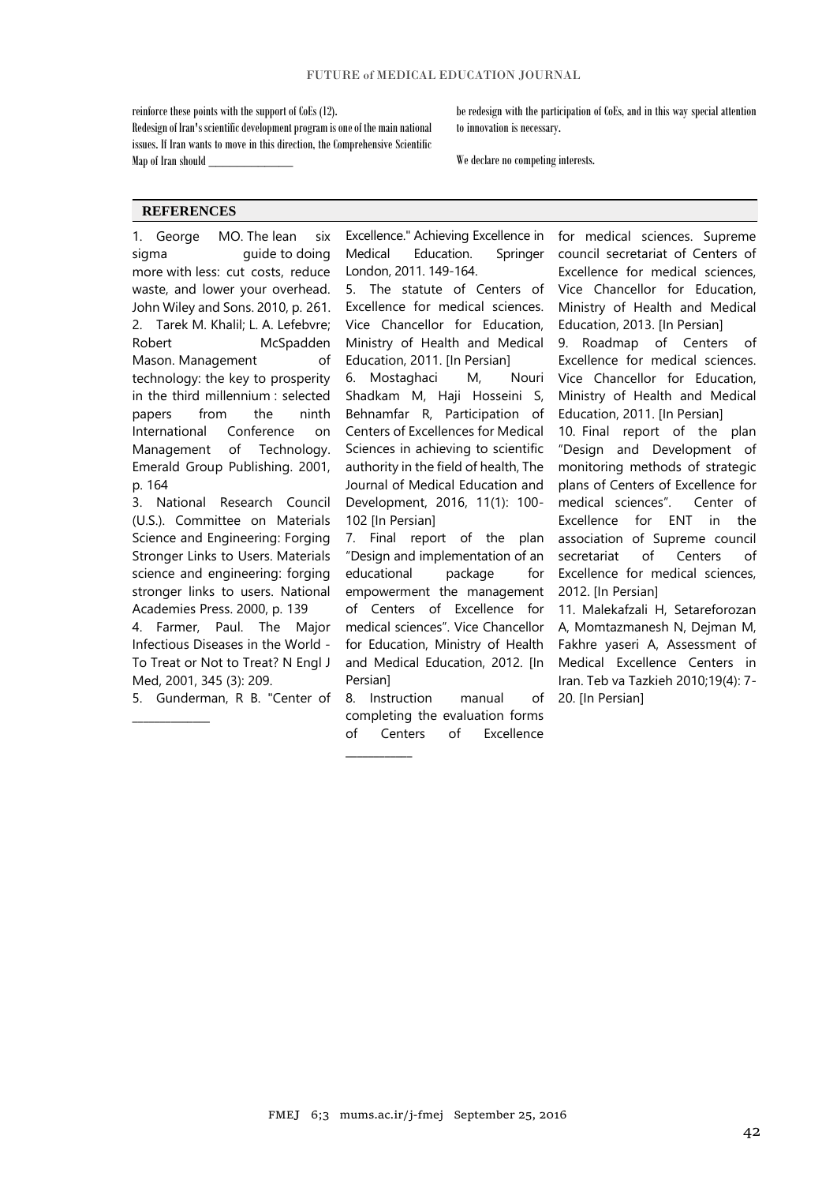reinforce these points with the support of CoEs (12).

Redesign of Iran's scientific development program is one of the main national issues. If Iran wants to move in this direction, the Comprehensive Scientific Map of Iran should be redesign with the participation of CoEs, and in this way special attention to innovation is necessary.

We declare no competing interests.

## REFERENCES

1. George MO. The lean six sigma guide to doing more with less: cut costs, reduce waste, and lower your overhead. John Wiley and Sons. 2010, p. 261.
2. Tarek M. Khalil; L. A. Lefebvre; Robert McSpadden Mason. Management of technology: the key to prosperity in the third millennium : selected papers from the ninth International Conference on Management of Technology. Emerald Group Publishing. 2001, p. 164
3. National Research Council (U.S.). Committee on Materials Science and Engineering: Forging Stronger Links to Users. Materials science and engineering: forging stronger links to users. National Academies Press. 2000, p. 139
4. Farmer, Paul. The Major Infectious Diseases in the World - To Treat or Not to Treat? N Engl J Med, 2001, 345 (3): 209.
5. Gunderman, R B. "Center of Excellence." Achieving Excellence in Medical Education. Springer London, 2011. 149-164.
5. The statute of Centers of Excellence for medical sciences. Vice Chancellor for Education, Ministry of Health and Medical Education, 2011. [In Persian]
6. Mostaghaci M, Nouri Shadkam M, Haji Hosseini S, Behnamfar R, Participation of Centers of Excellences for Medical Sciences in achieving to scientific authority in the field of health, The Journal of Medical Education and Development, 2016, 11(1): 100-102 [In Persian]
7. Final report of the plan "Design and implementation of an educational package for empowerment the management of Centers of Excellence for medical sciences". Vice Chancellor for Education, Ministry of Health and Medical Education, 2012. [In Persian]
8. Instruction manual of completing the evaluation forms of Centers of Excellence for medical sciences. Supreme council secretariat of Centers of Excellence for medical sciences, Vice Chancellor for Education, Ministry of Health and Medical Education, 2013. [In Persian]
9. Roadmap of Centers of Excellence for medical sciences. Vice Chancellor for Education, Ministry of Health and Medical Education, 2011. [In Persian]
10. Final report of the plan "Design and Development of monitoring methods of strategic plans of Centers of Excellence for medical sciences". Center of Excellence for ENT in the association of Supreme council secretariat of Centers of Excellence for medical sciences, 2012. [In Persian]
11. Malekafzali H, Setareforozan A, Momtazmanesh N, Dejman M, Fakhre yaseri A, Assessment of Medical Excellence Centers in Iran. Teb va Tazkieh 2010;19(4): 7-20. [In Persian]